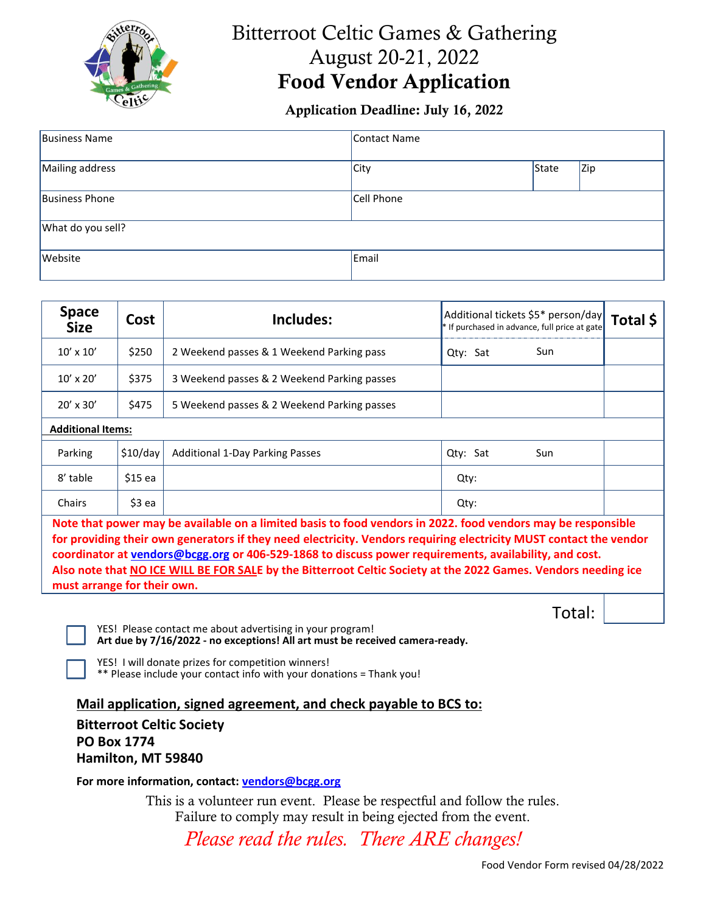# Bitterroot Celtic Games & Gathering

## August 20-21, 2022

# Food Vendor Application

### Application Deadline: July 16, 2022

| Business Name | Contact Name | | |
|---|---|---|---|
| Mailing address | City | State | Zip |
| Business Phone | Cell Phone | | |
| What do you sell? | | | |
| Website | Email | | |

| Space Size | Cost | Includes: | Additional tickets $5* person/day<br>* If purchased in advance, full price at gate | Total $ |
|---|---|---|---|---|
| 10′ x 10′ | $250 | 2 Weekend passes & 1 Weekend Parking pass | Qty: Sat Sun | |
| 10′ x 20′ | $375 | 3 Weekend passes & 2 Weekend Parking passes | | |
| 20′ x 30′ | $475 | 5 Weekend passes & 2 Weekend Parking passes | | |
| **Additional Items:** | | | | |
| Parking | $10/day | Additional 1-Day Parking Passes | Qty: Sat Sun | |
| 8′ table | $15 ea | | Qty: | |
| Chairs | $3 ea | | Qty: | |

**Note that power may be available on a limited basis to food vendors in 2022. food vendors may be responsible for providing their own generators if they need electricity. Vendors requiring electricity MUST contact the vendor coordinator at vendors@bcgg.org or 406-529-1868 to discuss power requirements, availability, and cost.**
**Also note that NO ICE WILL BE FOR SALE by the Bitterroot Celtic Society at the 2022 Games. Vendors needing ice must arrange for their own.**

Total:

- [ ] YES! Please contact me about advertising in your program!
  **Art due by 7/16/2022 - no exceptions! All art must be received camera-ready.**
- [ ] YES! I will donate prizes for competition winners!
  ** Please include your contact info with your donations = Thank you!

**Mail application, signed agreement, and check payable to BCS to:**

**Bitterroot Celtic Society**
**PO Box 1774**
**Hamilton, MT 59840**

**For more information, contact: vendors@bcgg.org**

This is a volunteer run event. Please be respectful and follow the rules.
Failure to comply may result in being ejected from the event.

*Please read the rules. There ARE changes!*

Food Vendor Form revised 04/28/2022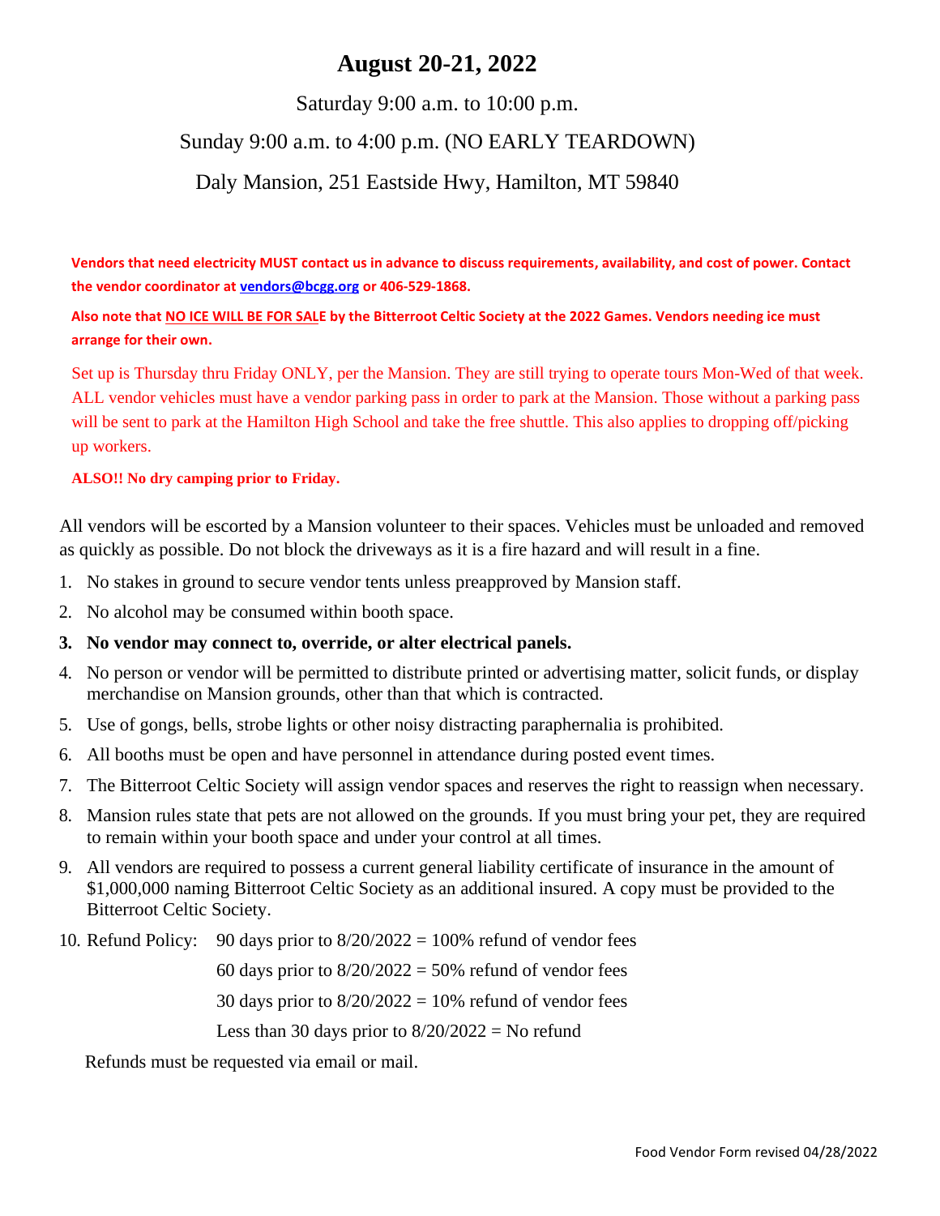# August 20-21, 2022

Saturday 9:00 a.m. to 10:00 p.m.

Sunday 9:00 a.m. to 4:00 p.m. (NO EARLY TEARDOWN)

Daly Mansion, 251 Eastside Hwy, Hamilton, MT 59840

**Vendors that need electricity MUST contact us in advance to discuss requirements, availability, and cost of power. Contact the vendor coordinator at vendors@bcgg.org or 406-529-1868.**

**Also note that NO ICE WILL BE FOR SALE by the Bitterroot Celtic Society at the 2022 Games. Vendors needing ice must arrange for their own.**

Set up is Thursday thru Friday ONLY, per the Mansion. They are still trying to operate tours Mon-Wed of that week. ALL vendor vehicles must have a vendor parking pass in order to park at the Mansion. Those without a parking pass will be sent to park at the Hamilton High School and take the free shuttle. This also applies to dropping off/picking up workers.

**ALSO!! No dry camping prior to Friday.**

All vendors will be escorted by a Mansion volunteer to their spaces. Vehicles must be unloaded and removed as quickly as possible. Do not block the driveways as it is a fire hazard and will result in a fine.

1. No stakes in ground to secure vendor tents unless preapproved by Mansion staff.
2. No alcohol may be consumed within booth space.
3. **No vendor may connect to, override, or alter electrical panels.**
4. No person or vendor will be permitted to distribute printed or advertising matter, solicit funds, or display merchandise on Mansion grounds, other than that which is contracted.
5. Use of gongs, bells, strobe lights or other noisy distracting paraphernalia is prohibited.
6. All booths must be open and have personnel in attendance during posted event times.
7. The Bitterroot Celtic Society will assign vendor spaces and reserves the right to reassign when necessary.
8. Mansion rules state that pets are not allowed on the grounds. If you must bring your pet, they are required to remain within your booth space and under your control at all times.
9. All vendors are required to possess a current general liability certificate of insurance in the amount of $1,000,000 naming Bitterroot Celtic Society as an additional insured. A copy must be provided to the Bitterroot Celtic Society.
10. Refund Policy:
    - 90 days prior to 8/20/2022 = 100% refund of vendor fees
    - 60 days prior to 8/20/2022 = 50% refund of vendor fees
    - 30 days prior to 8/20/2022 = 10% refund of vendor fees
    - Less than 30 days prior to 8/20/2022 = No refund

    Refunds must be requested via email or mail.

Food Vendor Form revised 04/28/2022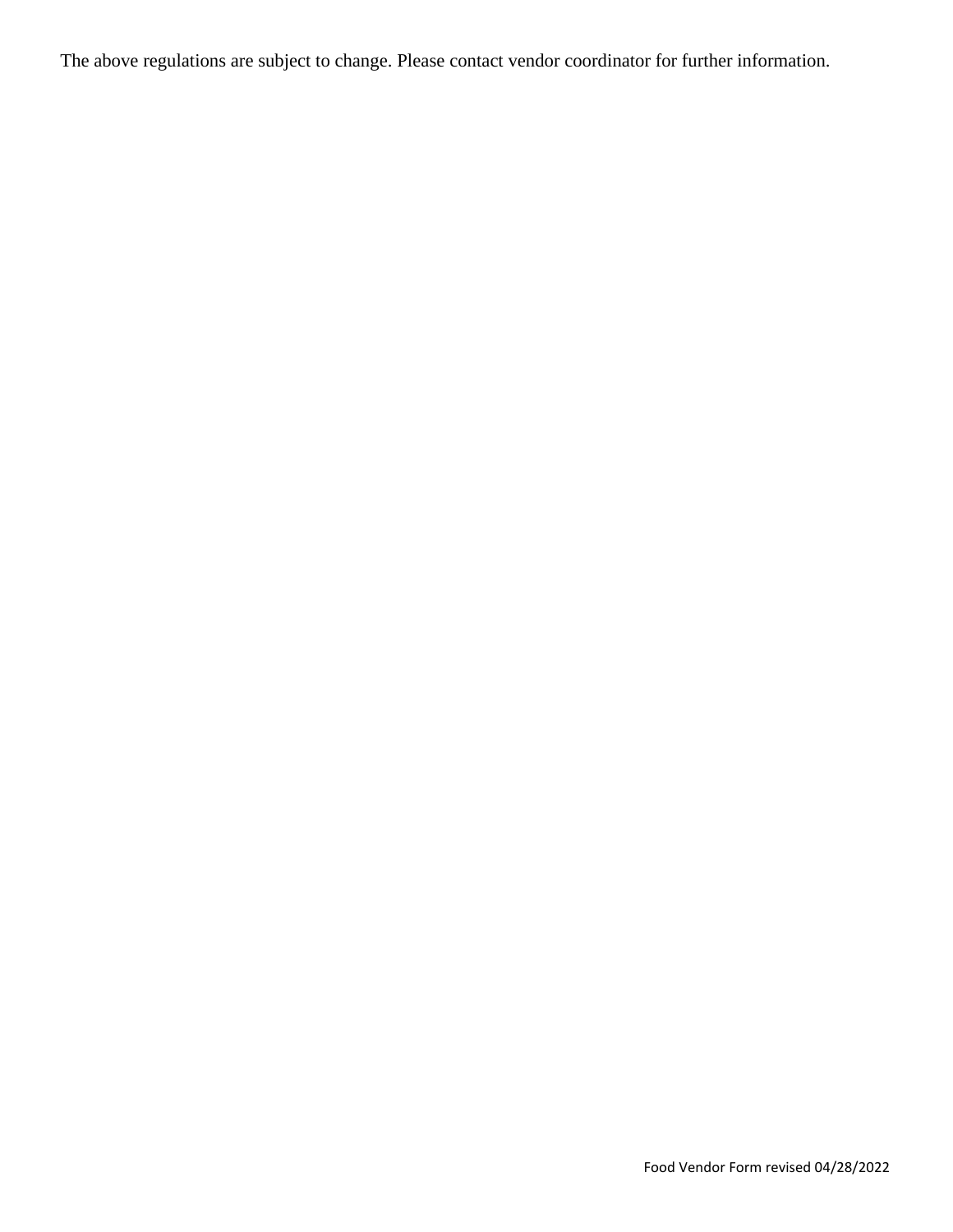The above regulations are subject to change. Please contact vendor coordinator for further information.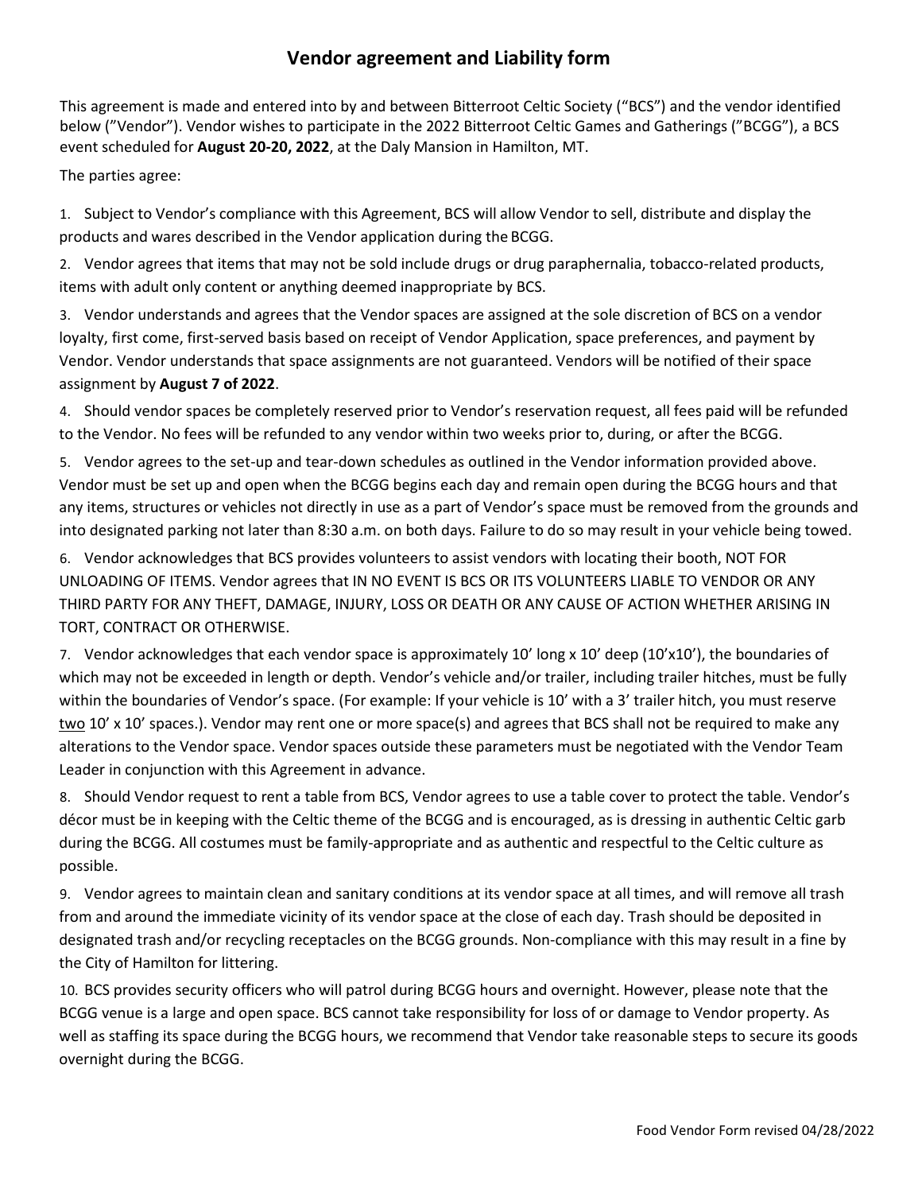# Vendor agreement and Liability form

This agreement is made and entered into by and between Bitterroot Celtic Society ("BCS") and the vendor identified below ("Vendor"). Vendor wishes to participate in the 2022 Bitterroot Celtic Games and Gatherings ("BCGG"), a BCS event scheduled for **August 20-20, 2022**, at the Daly Mansion in Hamilton, MT.

The parties agree:

1. Subject to Vendor's compliance with this Agreement, BCS will allow Vendor to sell, distribute and display the products and wares described in the Vendor application during the BCGG.

2. Vendor agrees that items that may not be sold include drugs or drug paraphernalia, tobacco-related products, items with adult only content or anything deemed inappropriate by BCS.

3. Vendor understands and agrees that the Vendor spaces are assigned at the sole discretion of BCS on a vendor loyalty, first come, first-served basis based on receipt of Vendor Application, space preferences, and payment by Vendor. Vendor understands that space assignments are not guaranteed. Vendors will be notified of their space assignment by **August 7 of 2022**.

4. Should vendor spaces be completely reserved prior to Vendor's reservation request, all fees paid will be refunded to the Vendor. No fees will be refunded to any vendor within two weeks prior to, during, or after the BCGG.

5. Vendor agrees to the set-up and tear-down schedules as outlined in the Vendor information provided above. Vendor must be set up and open when the BCGG begins each day and remain open during the BCGG hours and that any items, structures or vehicles not directly in use as a part of Vendor's space must be removed from the grounds and into designated parking not later than 8:30 a.m. on both days. Failure to do so may result in your vehicle being towed.

6. Vendor acknowledges that BCS provides volunteers to assist vendors with locating their booth, NOT FOR UNLOADING OF ITEMS. Vendor agrees that IN NO EVENT IS BCS OR ITS VOLUNTEERS LIABLE TO VENDOR OR ANY THIRD PARTY FOR ANY THEFT, DAMAGE, INJURY, LOSS OR DEATH OR ANY CAUSE OF ACTION WHETHER ARISING IN TORT, CONTRACT OR OTHERWISE.

7. Vendor acknowledges that each vendor space is approximately 10' long x 10' deep (10'x10'), the boundaries of which may not be exceeded in length or depth. Vendor's vehicle and/or trailer, including trailer hitches, must be fully within the boundaries of Vendor's space. (For example: If your vehicle is 10' with a 3' trailer hitch, you must reserve two 10' x 10' spaces.). Vendor may rent one or more space(s) and agrees that BCS shall not be required to make any alterations to the Vendor space. Vendor spaces outside these parameters must be negotiated with the Vendor Team Leader in conjunction with this Agreement in advance.

8. Should Vendor request to rent a table from BCS, Vendor agrees to use a table cover to protect the table. Vendor's décor must be in keeping with the Celtic theme of the BCGG and is encouraged, as is dressing in authentic Celtic garb during the BCGG. All costumes must be family-appropriate and as authentic and respectful to the Celtic culture as possible.

9. Vendor agrees to maintain clean and sanitary conditions at its vendor space at all times, and will remove all trash from and around the immediate vicinity of its vendor space at the close of each day. Trash should be deposited in designated trash and/or recycling receptacles on the BCGG grounds. Non-compliance with this may result in a fine by the City of Hamilton for littering.

10. BCS provides security officers who will patrol during BCGG hours and overnight. However, please note that the BCGG venue is a large and open space. BCS cannot take responsibility for loss of or damage to Vendor property. As well as staffing its space during the BCGG hours, we recommend that Vendor take reasonable steps to secure its goods overnight during the BCGG.

Food Vendor Form revised 04/28/2022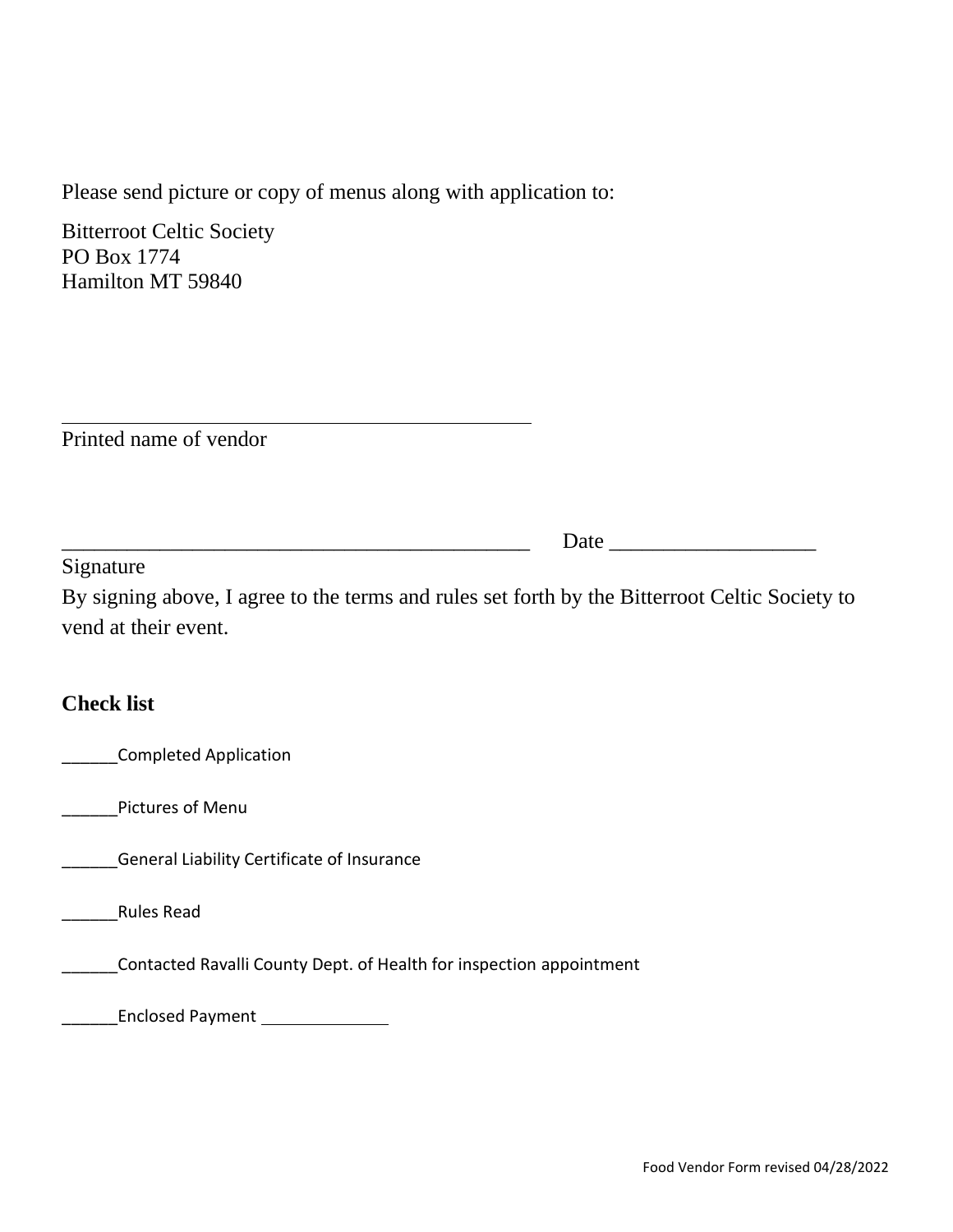Please send picture or copy of menus along with application to:

Bitterroot Celtic Society
PO Box 1774
Hamilton MT 59840

_______________________________________________
Printed name of vendor

_______________________________________________ Date ___________________
Signature
By signing above, I agree to the terms and rules set forth by the Bitterroot Celtic Society to vend at their event.

**Check list**

______Completed Application

______Pictures of Menu

______General Liability Certificate of Insurance

______Rules Read

______Contacted Ravalli County Dept. of Health for inspection appointment

______Enclosed Payment ______________

Food Vendor Form revised 04/28/2022